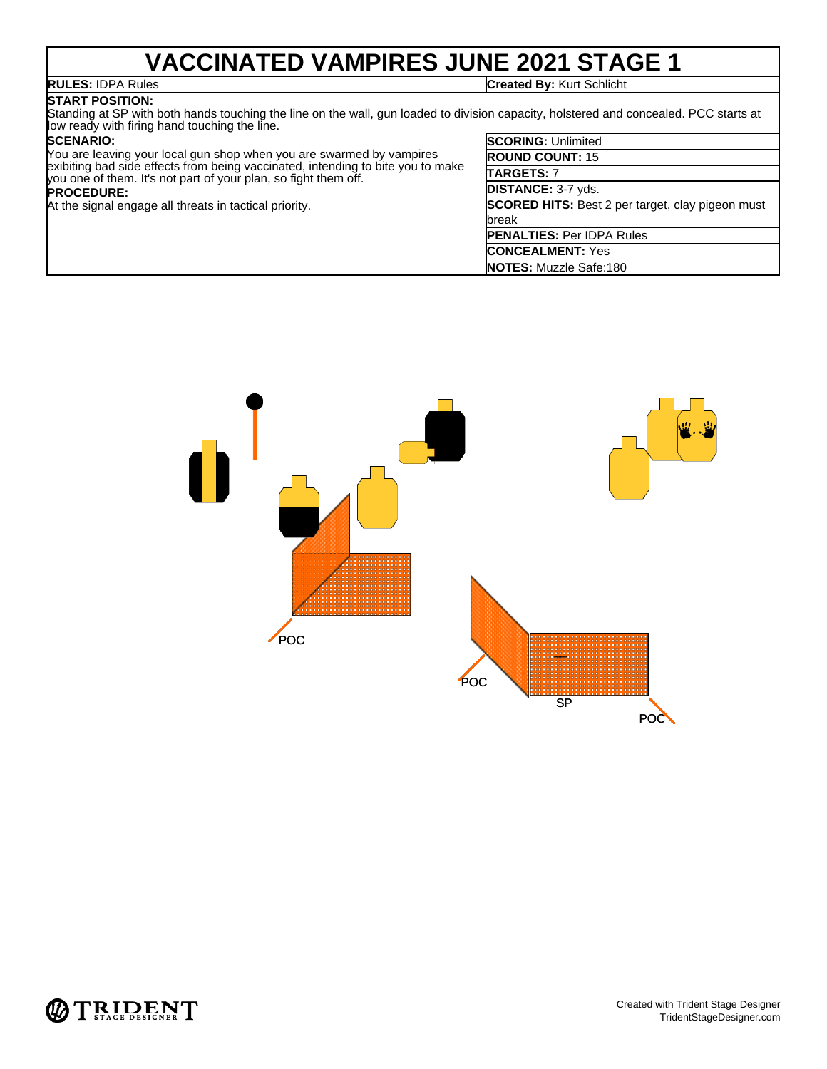# VACCINATED VAMPIRES JUNE 2021 STAGE 1

**RULES:** IDPA Rules

**Created By:** Kurt Schlicht

**START POSITION:**
Standing at SP with both hands touching the line on the wall, gun loaded to division capacity, holstered and concealed. PCC starts at low ready with firing hand touching the line.

**SCENARIO:**
You are leaving your local gun shop when you are swarmed by vampires exibiting bad side effects from being vaccinated, intending to bite you to make you one of them. It's not part of your plan, so fight them off.

**PROCEDURE:**
At the signal engage all threats in tactical priority.

**SCORING:** Unlimited

**ROUND COUNT:** 15

**TARGETS:** 7

**DISTANCE:** 3-7 yds.

**SCORED HITS:** Best 2 per target, clay pigeon must break

**PENALTIES:** Per IDPA Rules

**CONCEALMENT:** Yes

**NOTES:** Muzzle Safe:180

POC

POC

SP

POC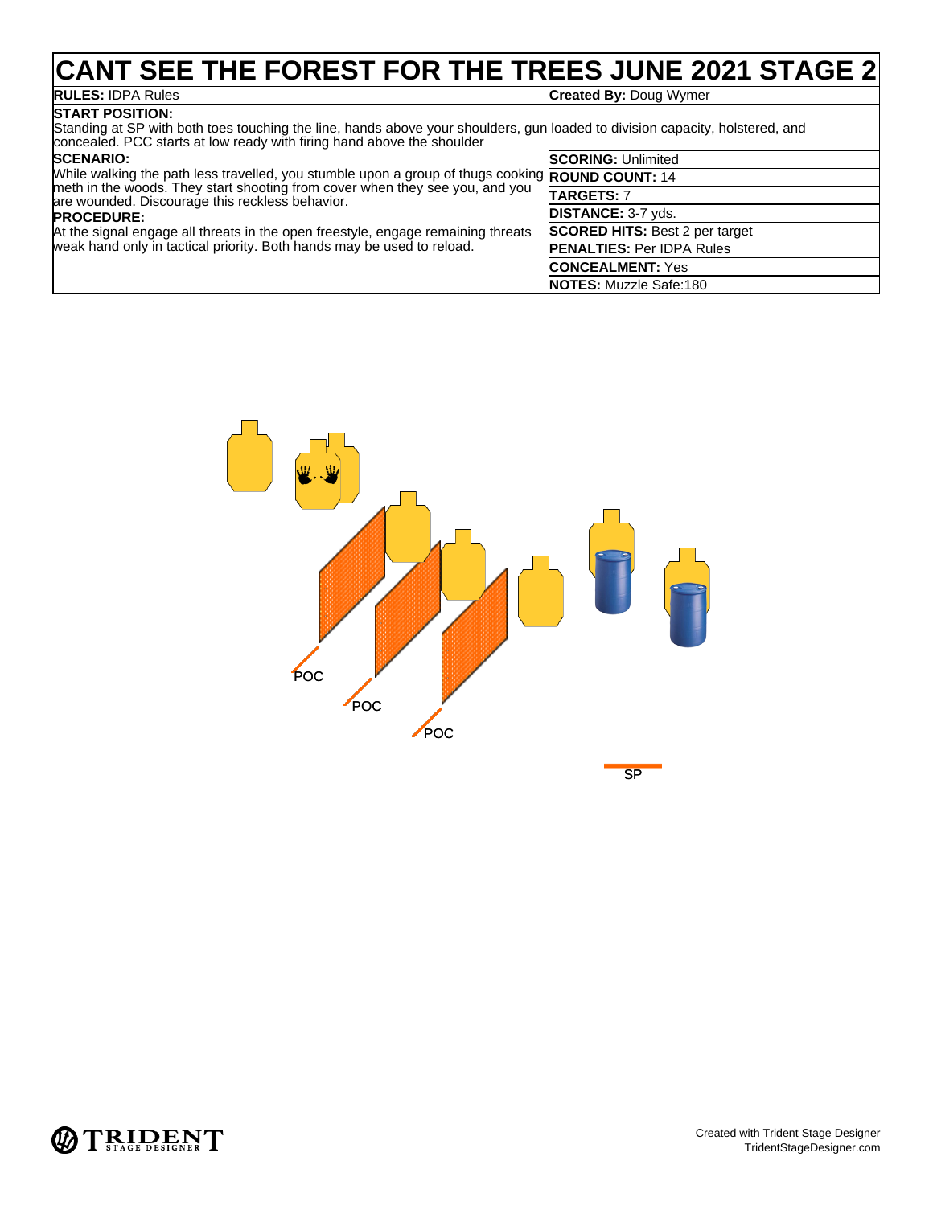# CANT SEE THE FOREST FOR THE TREES JUNE 2021 STAGE 2

**RULES:** IDPA Rules | **Created By:** Doug Wymer

**START POSITION:**
Standing at SP with both toes touching the line, hands above your shoulders, gun loaded to division capacity, holstered, and concealed. PCC starts at low ready with firing hand above the shoulder

**SCENARIO:**
While walking the path less travelled, you stumble upon a group of thugs cooking meth in the woods. They start shooting from cover when they see you, and you are wounded. Discourage this reckless behavior.

**PROCEDURE:**
At the signal engage all threats in the open freestyle, engage remaining threats weak hand only in tactical priority. Both hands may be used to reload.

| | |
|---|---|
| **SCORING:** | Unlimited |
| **ROUND COUNT:** | 14 |
| **TARGETS:** | 7 |
| **DISTANCE:** | 3-7 yds. |
| **SCORED HITS:** | Best 2 per target |
| **PENALTIES:** | Per IDPA Rules |
| **CONCEALMENT:** | Yes |
| **NOTES:** | Muzzle Safe:180 |

POC

POC

POC

SP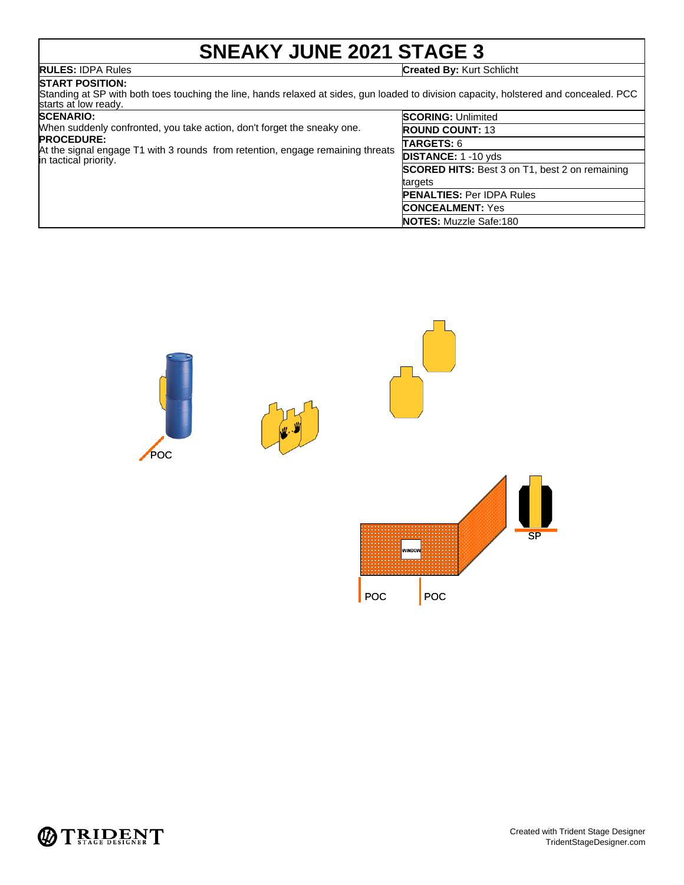# SNEAKY JUNE 2021 STAGE 3

**RULES:** IDPA Rules

**Created By:** Kurt Schlicht

**START POSITION:**
Standing at SP with both toes touching the line, hands relaxed at sides, gun loaded to division capacity, holstered and concealed. PCC starts at low ready.

**SCENARIO:**
When suddenly confronted, you take action, don't forget the sneaky one.

**PROCEDURE:**
At the signal engage T1 with 3 rounds from retention, engage remaining threats in tactical priority.

**SCORING:** Unlimited

**ROUND COUNT:** 13

**TARGETS:** 6

**DISTANCE:** 1 -10 yds

**SCORED HITS:** Best 3 on T1, best 2 on remaining targets

**PENALTIES:** Per IDPA Rules

**CONCEALMENT:** Yes

**NOTES:** Muzzle Safe:180

POC

WINDOW

POC

POC

SP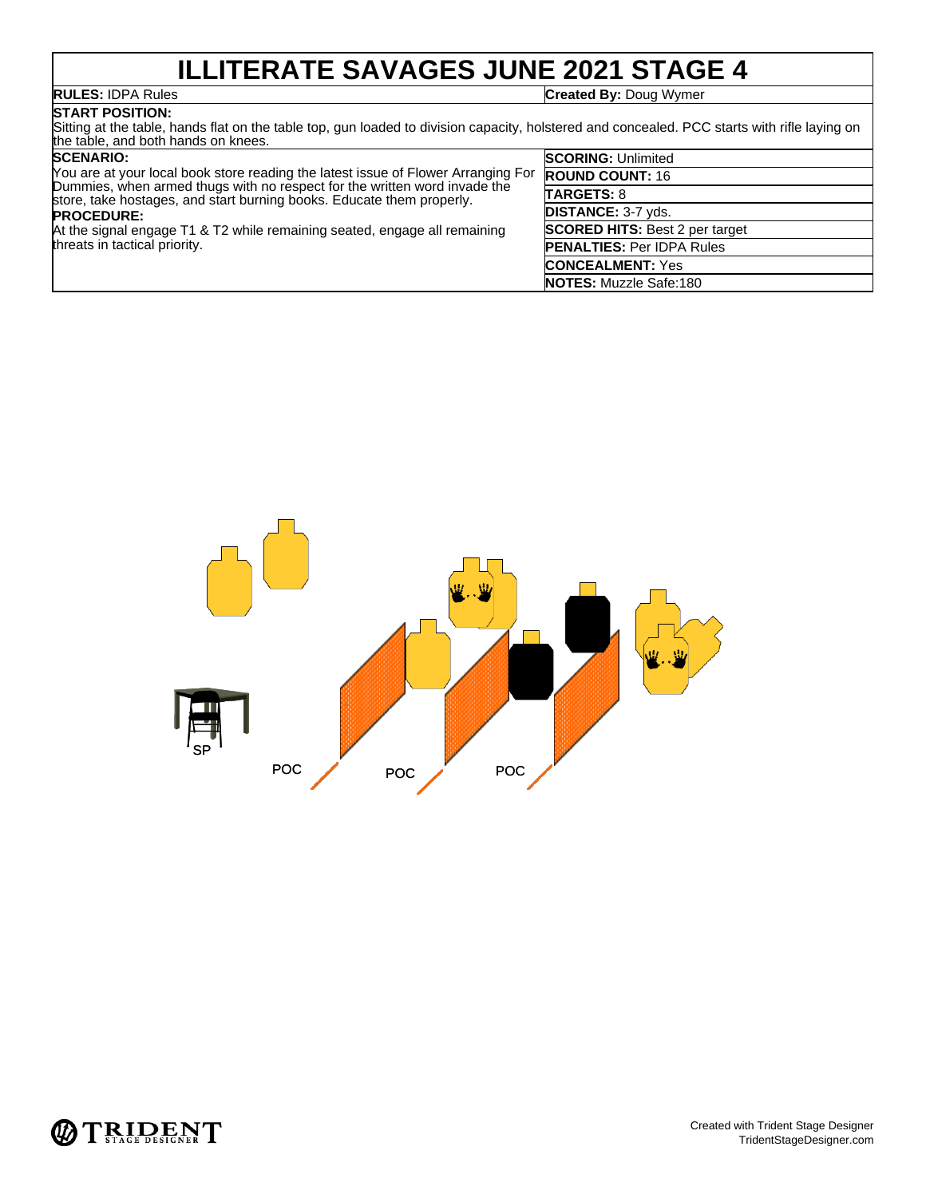# ILLITERATE SAVAGES JUNE 2021 STAGE 4

**RULES:** IDPA Rules

**Created By:** Doug Wymer

**START POSITION:**
Sitting at the table, hands flat on the table top, gun loaded to division capacity, holstered and concealed. PCC starts with rifle laying on the table, and both hands on knees.

**SCENARIO:**
You are at your local book store reading the latest issue of Flower Arranging For Dummies, when armed thugs with no respect for the written word invade the store, take hostages, and start burning books. Educate them properly.

**PROCEDURE:**
At the signal engage T1 & T2 while remaining seated, engage all remaining threats in tactical priority.

**SCORING:** Unlimited

**ROUND COUNT:** 16

**TARGETS:** 8

**DISTANCE:** 3-7 yds.

**SCORED HITS:** Best 2 per target

**PENALTIES:** Per IDPA Rules

**CONCEALMENT:** Yes

**NOTES:** Muzzle Safe:180

SP

POC

POC

POC

Created with Trident Stage Designer
TridentStageDesigner.com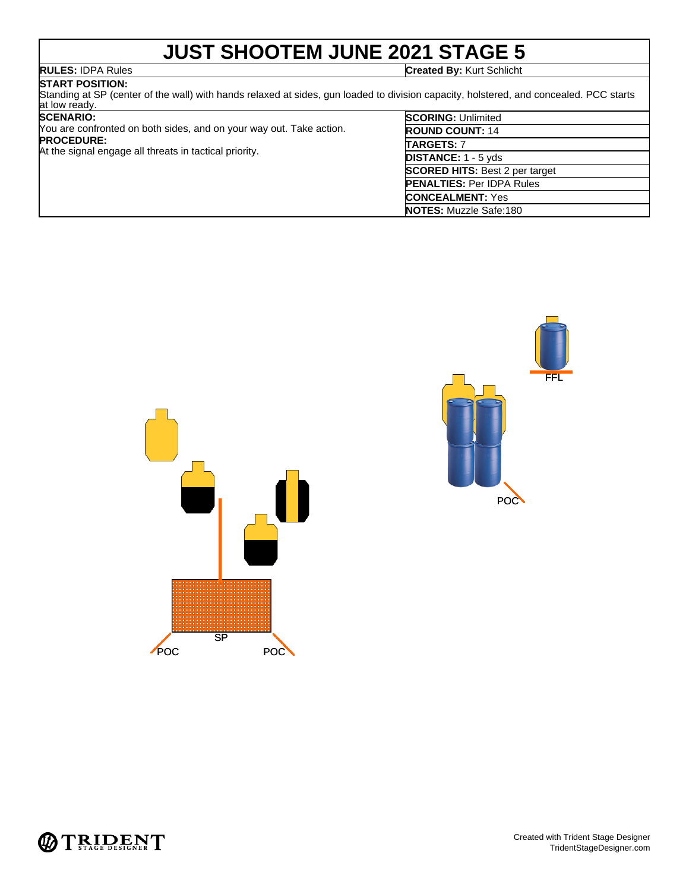# JUST SHOOTEM JUNE 2021 STAGE 5

**RULES:** IDPA Rules

**Created By:** Kurt Schlicht

**START POSITION:**
Standing at SP (center of the wall) with hands relaxed at sides, gun loaded to division capacity, holstered, and concealed. PCC starts at low ready.

**SCENARIO:**
You are confronted on both sides, and on your way out. Take action.

**PROCEDURE:**
At the signal engage all threats in tactical priority.

**SCORING:** Unlimited
**ROUND COUNT:** 14
**TARGETS:** 7
**DISTANCE:** 1 - 5 yds
**SCORED HITS:** Best 2 per target
**PENALTIES:** Per IDPA Rules
**CONCEALMENT:** Yes
**NOTES:** Muzzle Safe:180

FFL

POC

SP

POC

POC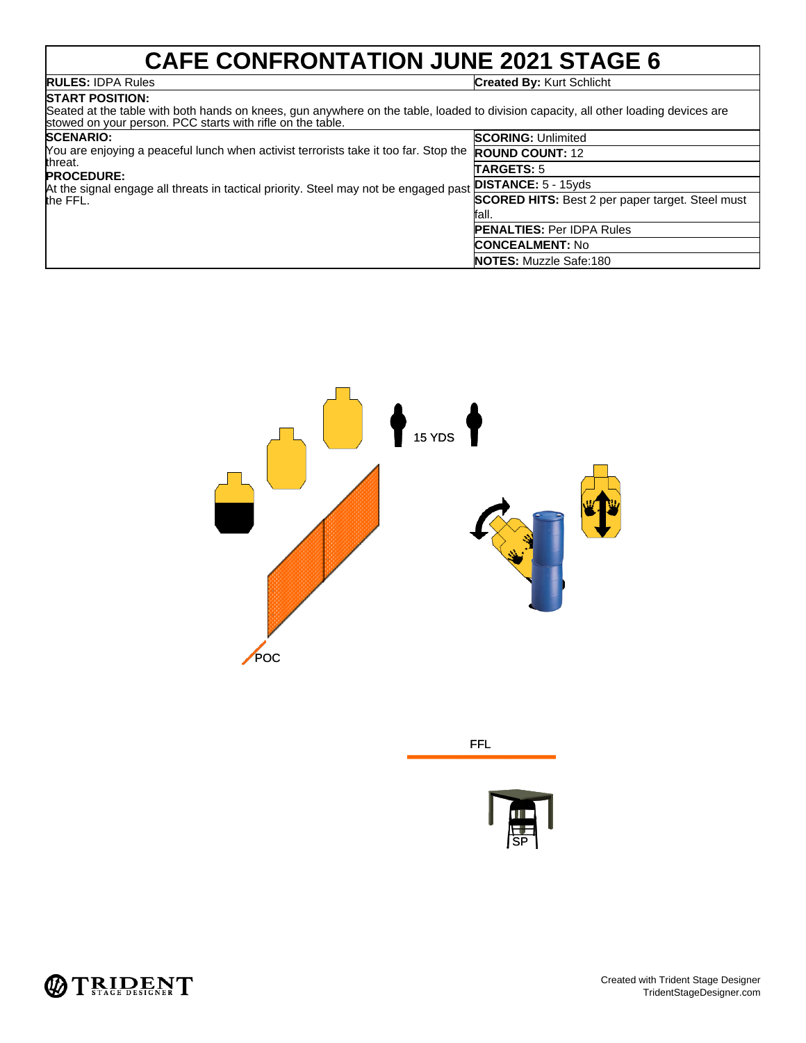# CAFE CONFRONTATION JUNE 2021 STAGE 6

**RULES:** IDPA Rules

**Created By:** Kurt Schlicht

**START POSITION:**
Seated at the table with both hands on knees, gun anywhere on the table, loaded to division capacity, all other loading devices are stowed on your person. PCC starts with rifle on the table.

**SCENARIO:**
You are enjoying a peaceful lunch when activist terrorists take it too far. Stop the threat.

**PROCEDURE:**
At the signal engage all threats in tactical priority. Steel may not be engaged past the FFL.

**SCORING:** Unlimited

**ROUND COUNT:** 12

**TARGETS:** 5

**DISTANCE:** 5 - 15yds

**SCORED HITS:** Best 2 per paper target. Steel must fall.

**PENALTIES:** Per IDPA Rules

**CONCEALMENT:** No

**NOTES:** Muzzle Safe:180

15 YDS

POC

FFL

SP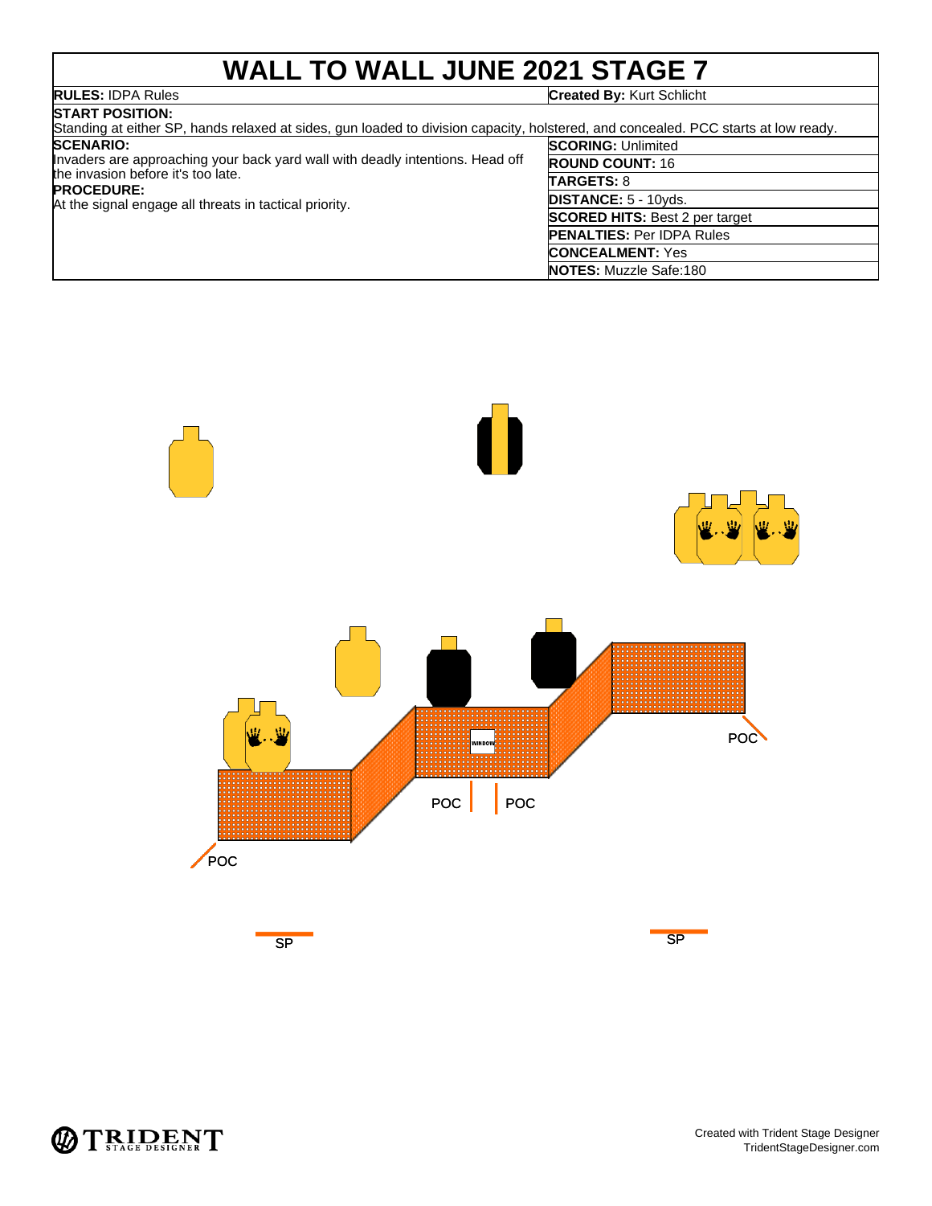# WALL TO WALL JUNE 2021 STAGE 7

**RULES:** IDPA Rules

**Created By:** Kurt Schlicht

**START POSITION:**
Standing at either SP, hands relaxed at sides, gun loaded to division capacity, holstered, and concealed. PCC starts at low ready.

**SCENARIO:**
Invaders are approaching your back yard wall with deadly intentions. Head off the invasion before it's too late.

**PROCEDURE:**
At the signal engage all threats in tactical priority.

**SCORING:** Unlimited

**ROUND COUNT:** 16

**TARGETS:** 8

**DISTANCE:** 5 - 10yds.

**SCORED HITS:** Best 2 per target

**PENALTIES:** Per IDPA Rules

**CONCEALMENT:** Yes

**NOTES:** Muzzle Safe:180

WINDOW

POC

POC

POC

POC

POC

SP

SP